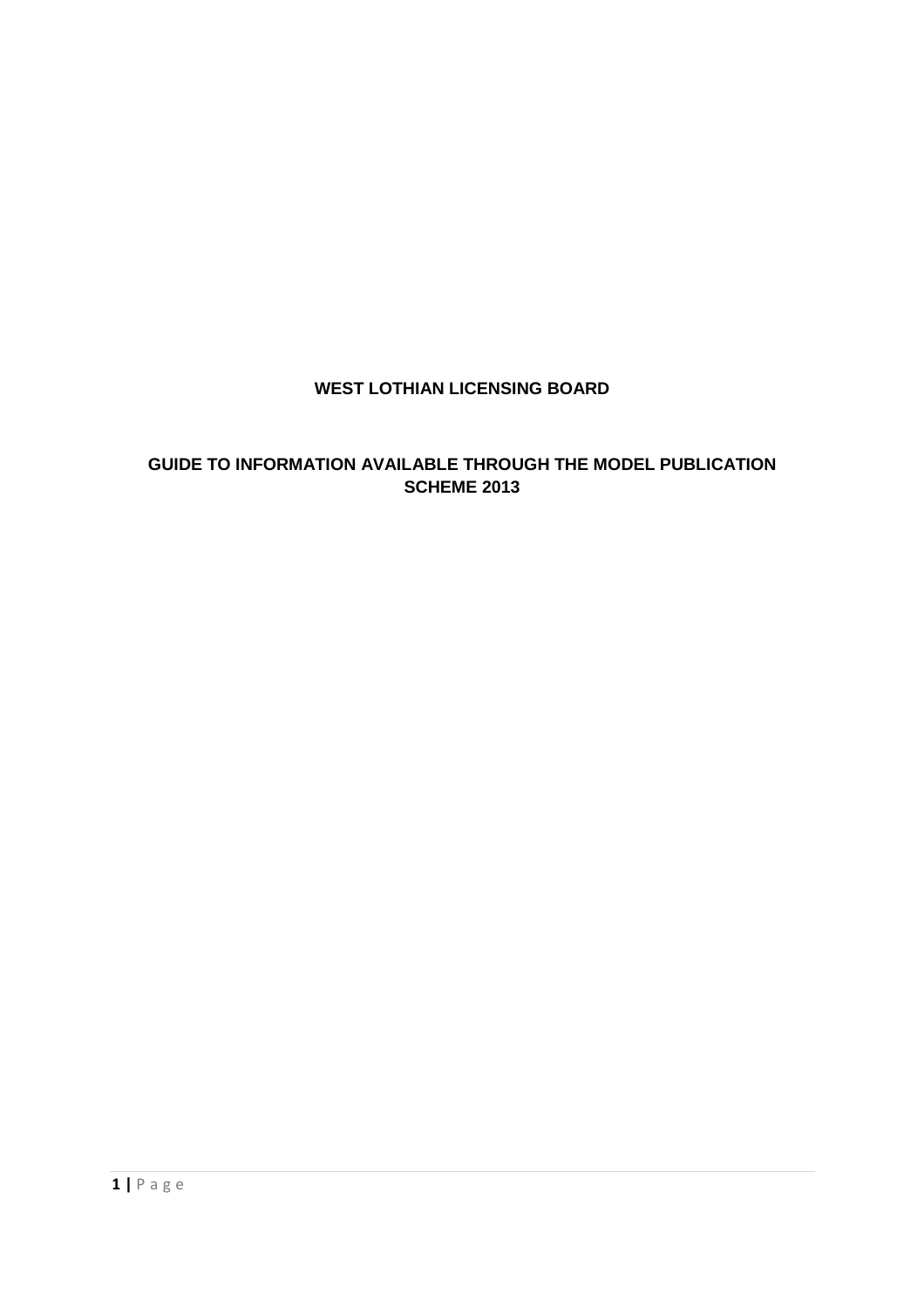# WEST LOTHIAN LICENSING BOARD

## GUIDE TO INFORMATION AVAILABLE THROUGH THE MODEL PUBLICATION SCHEME 2013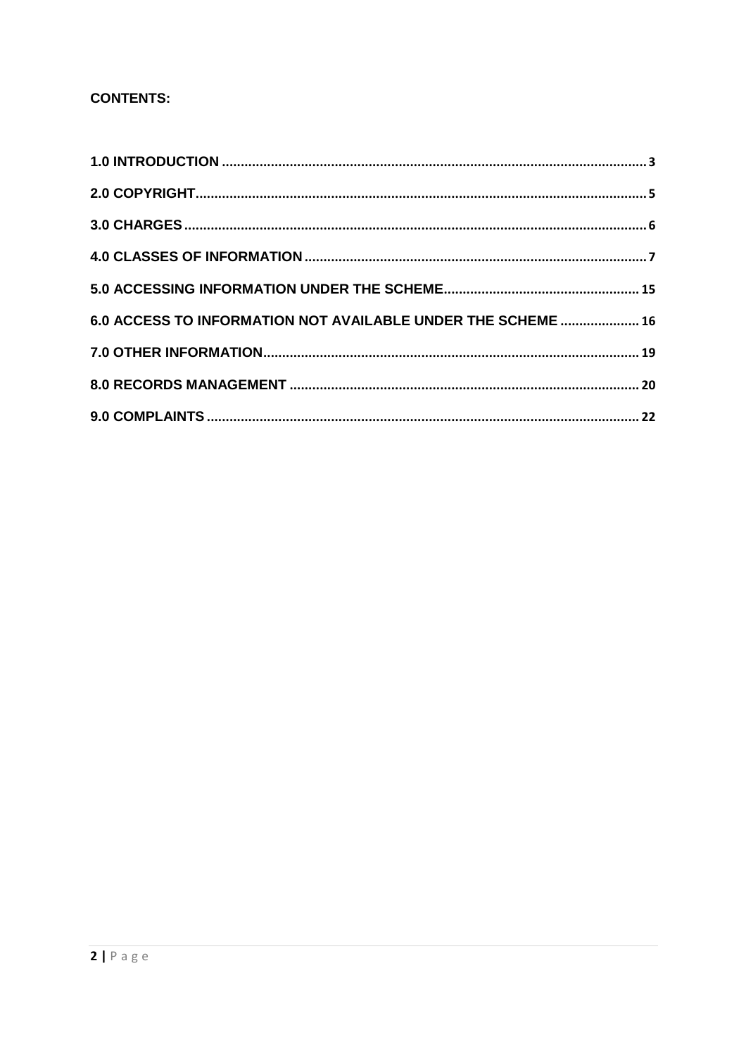**CONTENTS:**

1.0 INTRODUCTION ..... 3

2.0 COPYRIGHT ..... 5

3.0 CHARGES ..... 6

4.0 CLASSES OF INFORMATION ..... 7

5.0 ACCESSING INFORMATION UNDER THE SCHEME ..... 15

6.0 ACCESS TO INFORMATION NOT AVAILABLE UNDER THE SCHEME ..... 16

7.0 OTHER INFORMATION ..... 19

8.0 RECORDS MANAGEMENT ..... 20

9.0 COMPLAINTS ..... 22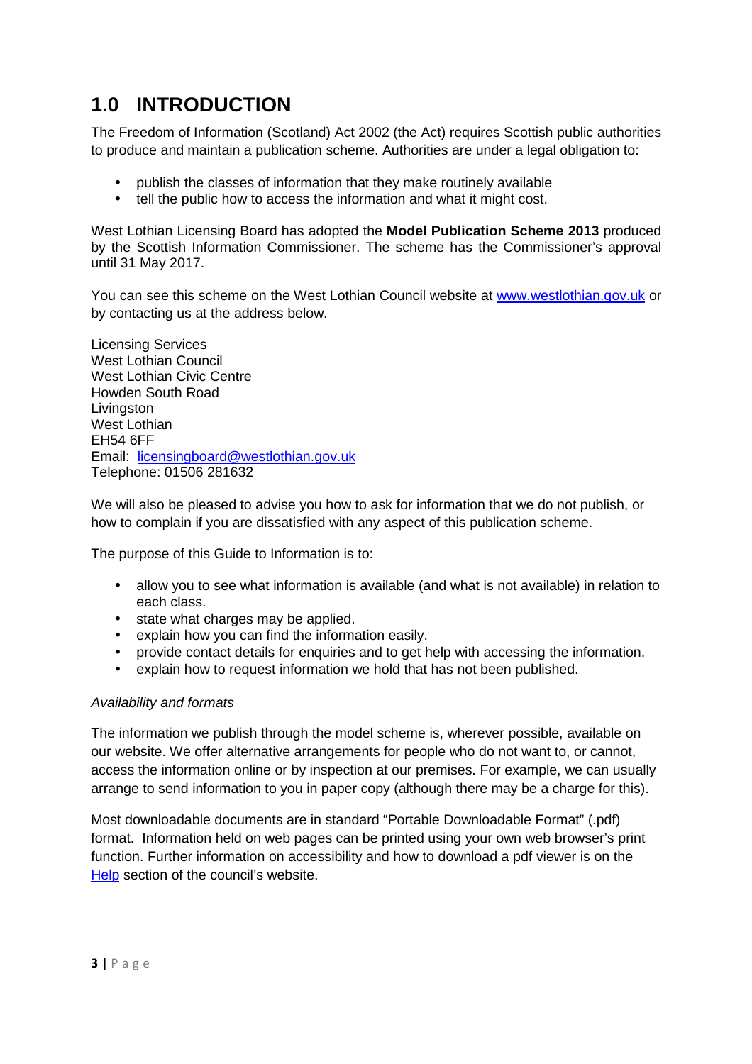# 1.0 INTRODUCTION

The Freedom of Information (Scotland) Act 2002 (the Act) requires Scottish public authorities to produce and maintain a publication scheme. Authorities are under a legal obligation to:

- publish the classes of information that they make routinely available
- tell the public how to access the information and what it might cost.

West Lothian Licensing Board has adopted the **Model Publication Scheme 2013** produced by the Scottish Information Commissioner. The scheme has the Commissioner's approval until 31 May 2017.

You can see this scheme on the West Lothian Council website at [www.westlothian.gov.uk](http://www.westlothian.gov.uk) or by contacting us at the address below.

Licensing Services
West Lothian Council
West Lothian Civic Centre
Howden South Road
Livingston
West Lothian
EH54 6FF
Email: [licensingboard@westlothian.gov.uk](mailto:licensingboard@westlothian.gov.uk)
Telephone: 01506 281632

We will also be pleased to advise you how to ask for information that we do not publish, or how to complain if you are dissatisfied with any aspect of this publication scheme.

The purpose of this Guide to Information is to:

- allow you to see what information is available (and what is not available) in relation to each class.
- state what charges may be applied.
- explain how you can find the information easily.
- provide contact details for enquiries and to get help with accessing the information.
- explain how to request information we hold that has not been published.

*Availability and formats*

The information we publish through the model scheme is, wherever possible, available on our website. We offer alternative arrangements for people who do not want to, or cannot, access the information online or by inspection at our premises. For example, we can usually arrange to send information to you in paper copy (although there may be a charge for this).

Most downloadable documents are in standard "Portable Downloadable Format" (.pdf) format. Information held on web pages can be printed using your own web browser's print function. Further information on accessibility and how to download a pdf viewer is on the Help section of the council's website.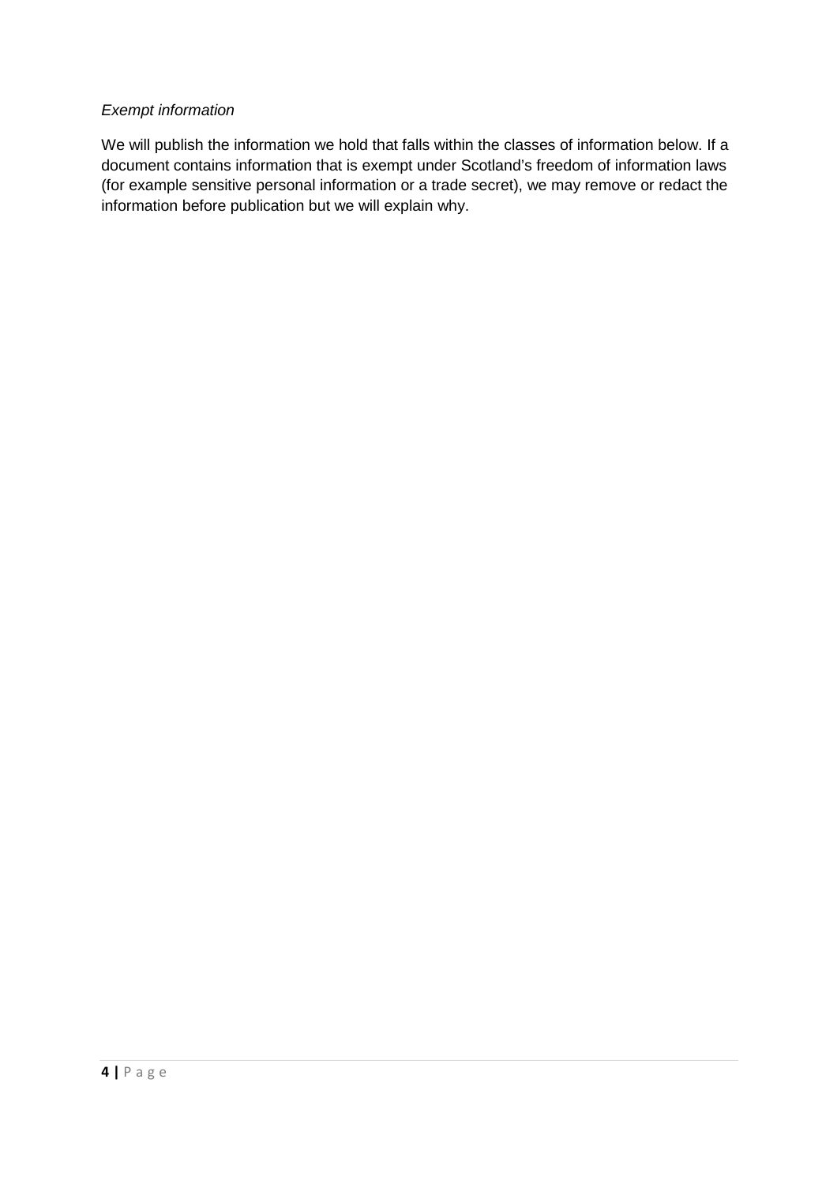*Exempt information*

We will publish the information we hold that falls within the classes of information below. If a document contains information that is exempt under Scotland's freedom of information laws (for example sensitive personal information or a trade secret), we may remove or redact the information before publication but we will explain why.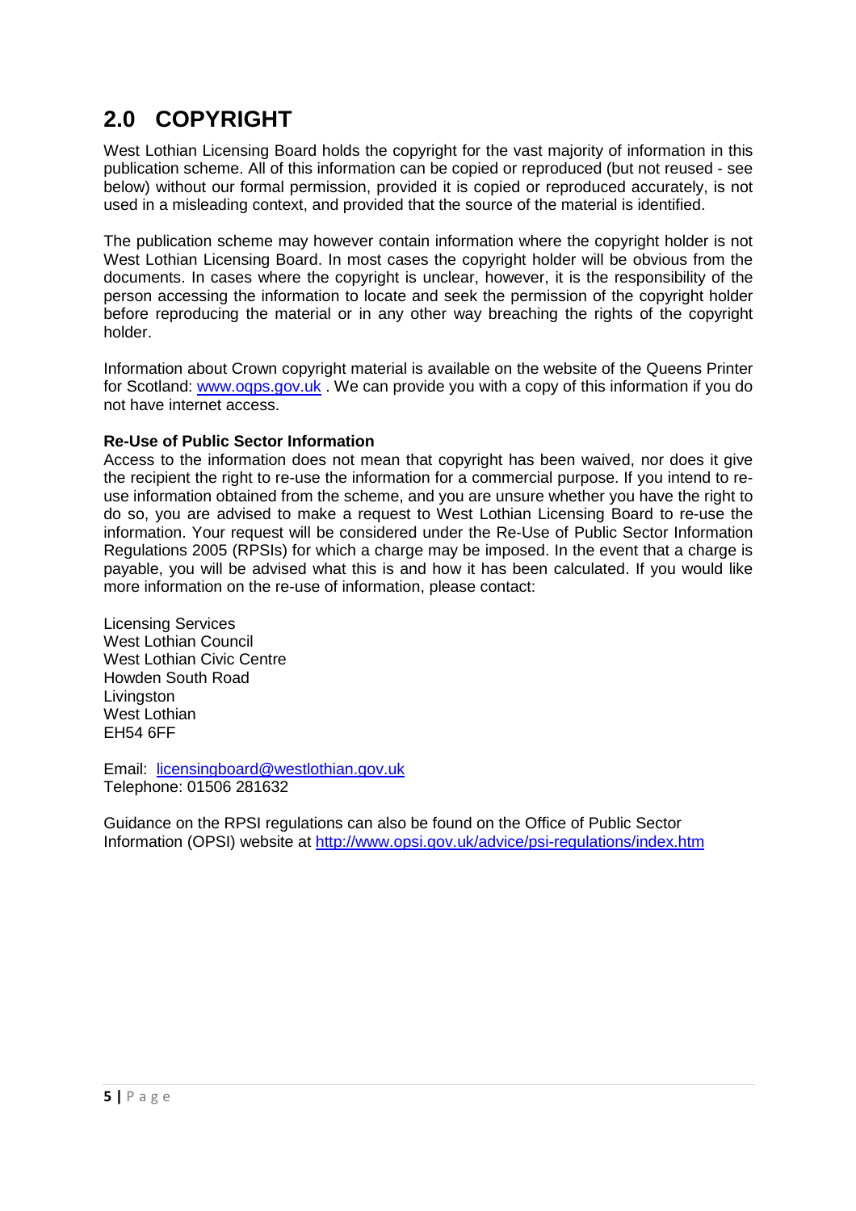## 2.0 COPYRIGHT

West Lothian Licensing Board holds the copyright for the vast majority of information in this publication scheme. All of this information can be copied or reproduced (but not reused - see below) without our formal permission, provided it is copied or reproduced accurately, is not used in a misleading context, and provided that the source of the material is identified.

The publication scheme may however contain information where the copyright holder is not West Lothian Licensing Board. In most cases the copyright holder will be obvious from the documents. In cases where the copyright is unclear, however, it is the responsibility of the person accessing the information to locate and seek the permission of the copyright holder before reproducing the material or in any other way breaching the rights of the copyright holder.

Information about Crown copyright material is available on the website of the Queens Printer for Scotland: [www.oqps.gov.uk](http://www.oqps.gov.uk) . We can provide you with a copy of this information if you do not have internet access.

**Re-Use of Public Sector Information**

Access to the information does not mean that copyright has been waived, nor does it give the recipient the right to re-use the information for a commercial purpose. If you intend to re-use information obtained from the scheme, and you are unsure whether you have the right to do so, you are advised to make a request to West Lothian Licensing Board to re-use the information. Your request will be considered under the Re-Use of Public Sector Information Regulations 2005 (RPSIs) for which a charge may be imposed. In the event that a charge is payable, you will be advised what this is and how it has been calculated. If you would like more information on the re-use of information, please contact:

Licensing Services
West Lothian Council
West Lothian Civic Centre
Howden South Road
Livingston
West Lothian
EH54 6FF

Email: [licensingboard@westlothian.gov.uk](mailto:licensingboard@westlothian.gov.uk)
Telephone: 01506 281632

Guidance on the RPSI regulations can also be found on the Office of Public Sector Information (OPSI) website at [http://www.opsi.gov.uk/advice/psi-regulations/index.htm](http://www.opsi.gov.uk/advice/psi-regulations/index.htm)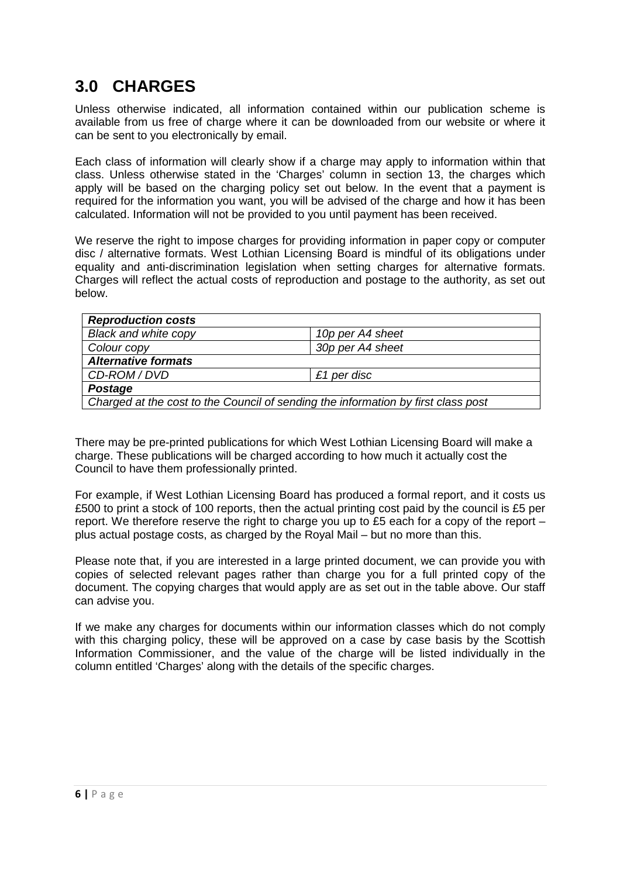## 3.0 CHARGES

Unless otherwise indicated, all information contained within our publication scheme is available from us free of charge where it can be downloaded from our website or where it can be sent to you electronically by email.

Each class of information will clearly show if a charge may apply to information within that class. Unless otherwise stated in the 'Charges' column in section 13, the charges which apply will be based on the charging policy set out below. In the event that a payment is required for the information you want, you will be advised of the charge and how it has been calculated. Information will not be provided to you until payment has been received.

We reserve the right to impose charges for providing information in paper copy or computer disc / alternative formats. West Lothian Licensing Board is mindful of its obligations under equality and anti-discrimination legislation when setting charges for alternative formats. Charges will reflect the actual costs of reproduction and postage to the authority, as set out below.

| | |
|---|---|
| ***Reproduction costs*** | |
| *Black and white copy* | *10p per A4 sheet* |
| *Colour copy* | *30p per A4 sheet* |
| ***Alternative formats*** | |
| *CD-ROM / DVD* | *£1 per disc* |
| ***Postage*** | |
| *Charged at the cost to the Council of sending the information by first class post* | |

There may be pre-printed publications for which West Lothian Licensing Board will make a charge. These publications will be charged according to how much it actually cost the Council to have them professionally printed.

For example, if West Lothian Licensing Board has produced a formal report, and it costs us £500 to print a stock of 100 reports, then the actual printing cost paid by the council is £5 per report. We therefore reserve the right to charge you up to £5 each for a copy of the report – plus actual postage costs, as charged by the Royal Mail – but no more than this.

Please note that, if you are interested in a large printed document, we can provide you with copies of selected relevant pages rather than charge you for a full printed copy of the document. The copying charges that would apply are as set out in the table above. Our staff can advise you.

If we make any charges for documents within our information classes which do not comply with this charging policy, these will be approved on a case by case basis by the Scottish Information Commissioner, and the value of the charge will be listed individually in the column entitled 'Charges' along with the details of the specific charges.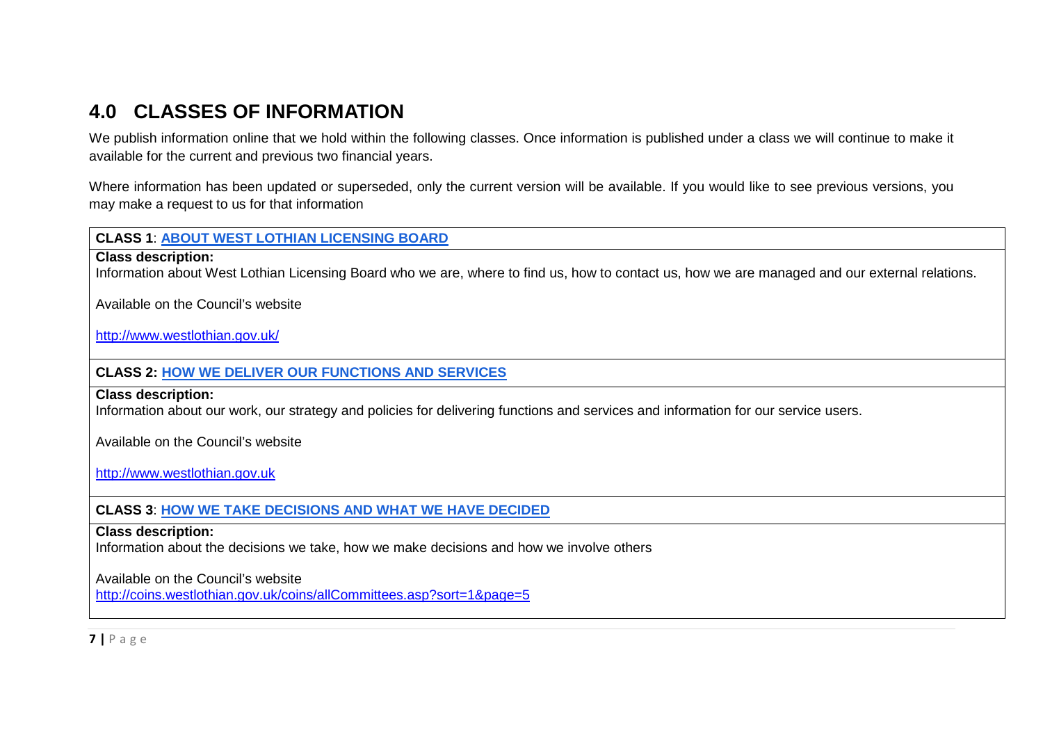## 4.0 CLASSES OF INFORMATION

We publish information online that we hold within the following classes. Once information is published under a class we will continue to make it available for the current and previous two financial years.

Where information has been updated or superseded, only the current version will be available. If you would like to see previous versions, you may make a request to us for that information

**CLASS 1**: **ABOUT WEST LOTHIAN LICENSING BOARD**

**Class description:**
Information about West Lothian Licensing Board who we are, where to find us, how to contact us, how we are managed and our external relations.

Available on the Council's website

http://www.westlothian.gov.uk/

**CLASS 2: HOW WE DELIVER OUR FUNCTIONS AND SERVICES**

**Class description:**
Information about our work, our strategy and policies for delivering functions and services and information for our service users.

Available on the Council's website

http://www.westlothian.gov.uk

**CLASS 3**: **HOW WE TAKE DECISIONS AND WHAT WE HAVE DECIDED**

**Class description:**
Information about the decisions we take, how we make decisions and how we involve others

Available on the Council's website
http://coins.westlothian.gov.uk/coins/allCommittees.asp?sort=1&page=5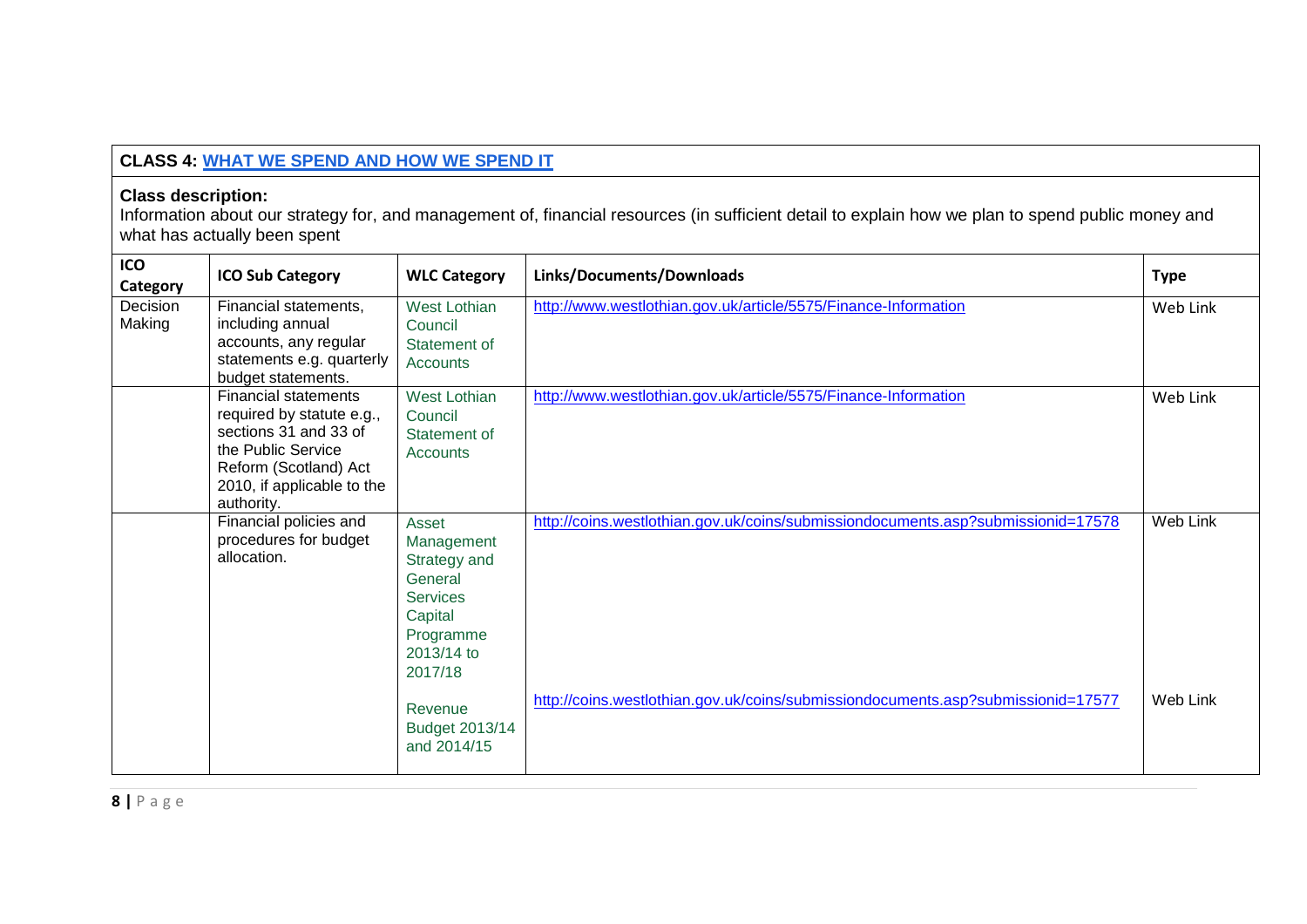**CLASS 4: WHAT WE SPEND AND HOW WE SPEND IT**

**Class description:**
Information about our strategy for, and management of, financial resources (in sufficient detail to explain how we plan to spend public money and what has actually been spent

| ICO Category | ICO Sub Category | WLC Category | Links/Documents/Downloads | Type |
|---|---|---|---|---|
| Decision Making | Financial statements, including annual accounts, any regular statements e.g. quarterly budget statements. | West Lothian Council Statement of Accounts | http://www.westlothian.gov.uk/article/5575/Finance-Information | Web Link |
| | Financial statements required by statute e.g., sections 31 and 33 of the Public Service Reform (Scotland) Act 2010, if applicable to the authority. | West Lothian Council Statement of Accounts | http://www.westlothian.gov.uk/article/5575/Finance-Information | Web Link |
| | Financial policies and procedures for budget allocation. | Asset Management Strategy and General Services Capital Programme 2013/14 to 2017/18 | http://coins.westlothian.gov.uk/coins/submissiondocuments.asp?submissionid=17578 | Web Link |
| | | Revenue Budget 2013/14 and 2014/15 | http://coins.westlothian.gov.uk/coins/submissiondocuments.asp?submissionid=17577 | Web Link |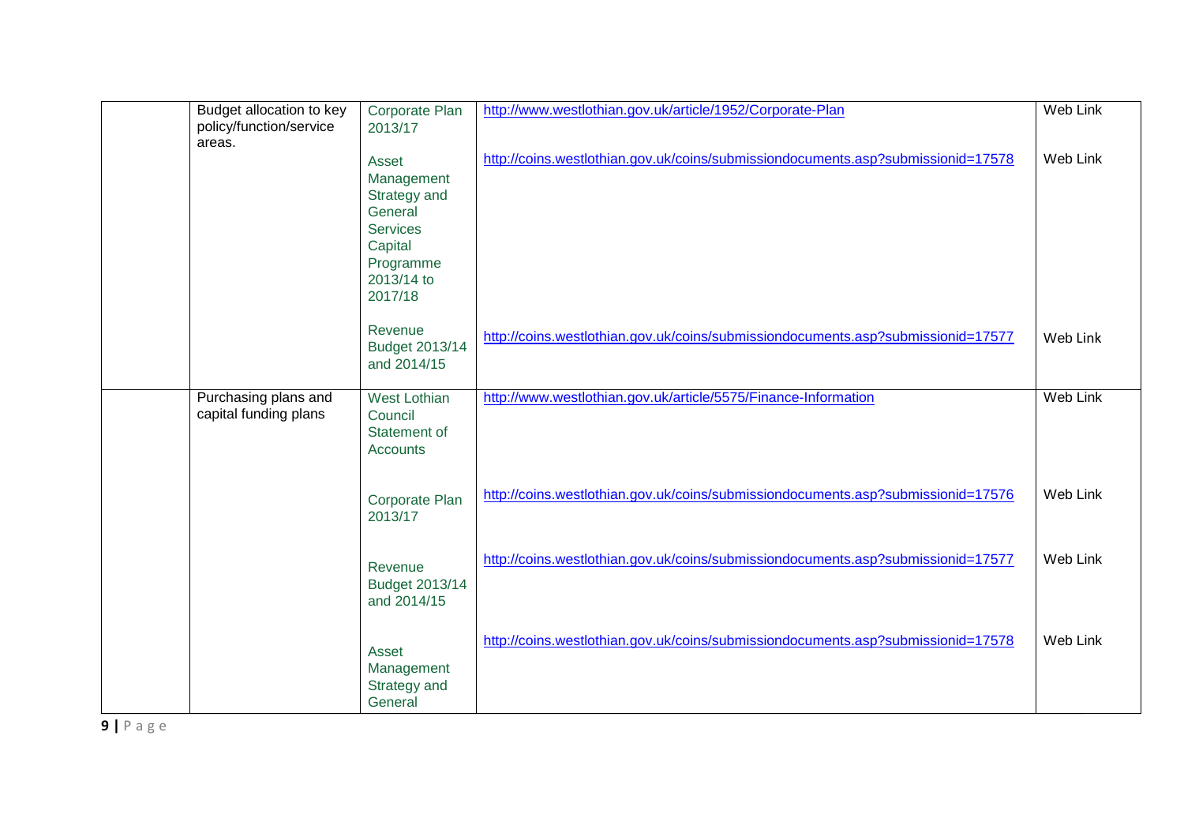| | | | | |
|---|---|---|---|---|
| | Budget allocation to key policy/function/service areas. | Corporate Plan 2013/17 | http://www.westlothian.gov.uk/article/1952/Corporate-Plan | Web Link |
| | | Asset Management Strategy and General Services Capital Programme 2013/14 to 2017/18 | http://coins.westlothian.gov.uk/coins/submissiondocuments.asp?submissionid=17578 | Web Link |
| | | Revenue Budget 2013/14 and 2014/15 | http://coins.westlothian.gov.uk/coins/submissiondocuments.asp?submissionid=17577 | Web Link |
| | Purchasing plans and capital funding plans | West Lothian Council Statement of Accounts | http://www.westlothian.gov.uk/article/5575/Finance-Information | Web Link |
| | | Corporate Plan 2013/17 | http://coins.westlothian.gov.uk/coins/submissiondocuments.asp?submissionid=17576 | Web Link |
| | | Revenue Budget 2013/14 and 2014/15 | http://coins.westlothian.gov.uk/coins/submissiondocuments.asp?submissionid=17577 | Web Link |
| | | Asset Management Strategy and General | http://coins.westlothian.gov.uk/coins/submissiondocuments.asp?submissionid=17578 | Web Link |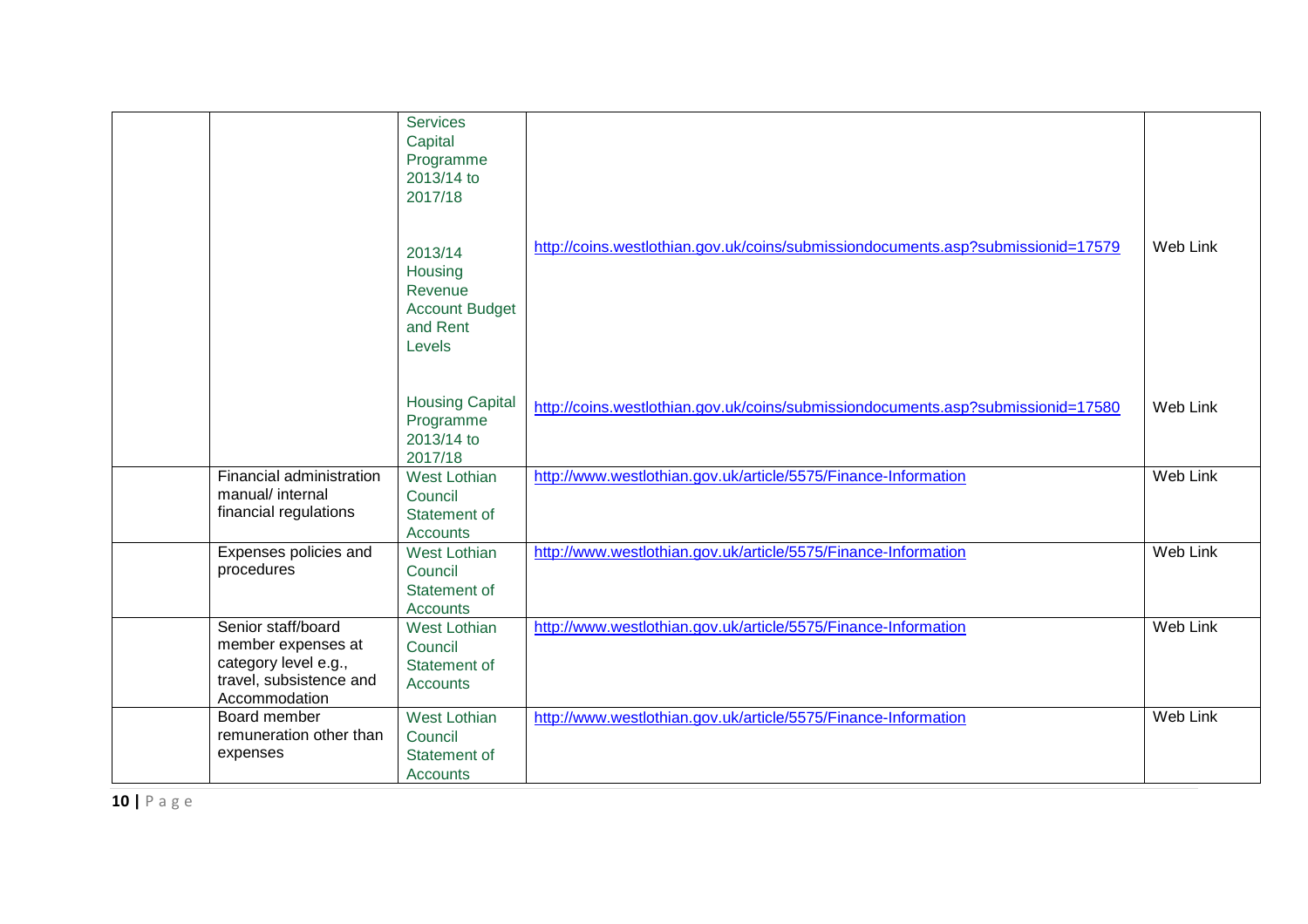| | | | | |
|---|---|---|---|---|
| | | Services Capital Programme 2013/14 to 2017/18 | | |
| | | 2013/14 Housing Revenue Account Budget and Rent Levels | http://coins.westlothian.gov.uk/coins/submissiondocuments.asp?submissionid=17579 | Web Link |
| | | Housing Capital Programme 2013/14 to 2017/18 | http://coins.westlothian.gov.uk/coins/submissiondocuments.asp?submissionid=17580 | Web Link |
| | Financial administration manual/ internal financial regulations | West Lothian Council Statement of Accounts | http://www.westlothian.gov.uk/article/5575/Finance-Information | Web Link |
| | Expenses policies and procedures | West Lothian Council Statement of Accounts | http://www.westlothian.gov.uk/article/5575/Finance-Information | Web Link |
| | Senior staff/board member expenses at category level e.g., travel, subsistence and Accommodation | West Lothian Council Statement of Accounts | http://www.westlothian.gov.uk/article/5575/Finance-Information | Web Link |
| | Board member remuneration other than expenses | West Lothian Council Statement of Accounts | http://www.westlothian.gov.uk/article/5575/Finance-Information | Web Link |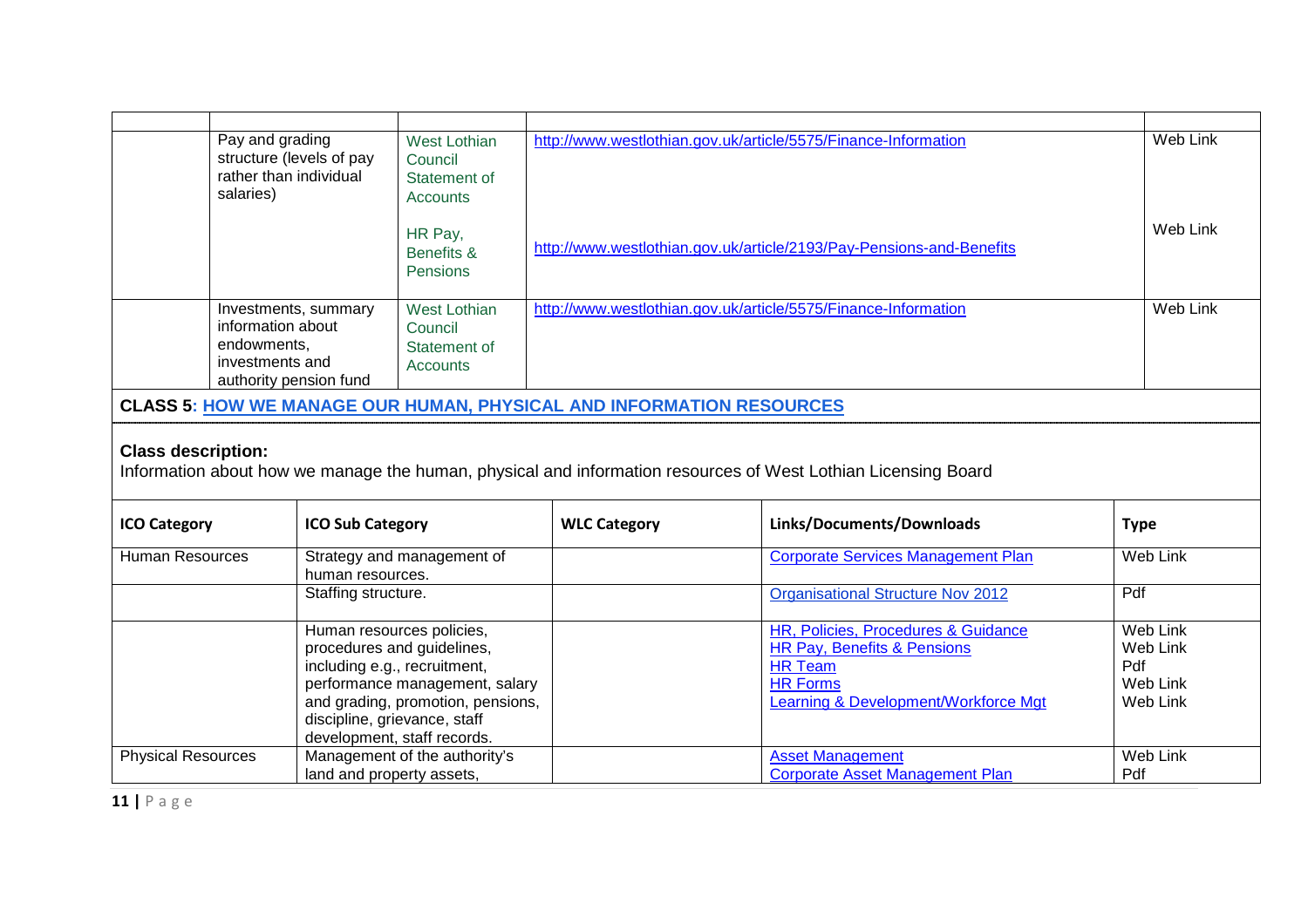| | | | | |
|---|---|---|---|---|
| | Pay and grading structure (levels of pay rather than individual salaries) | West Lothian Council Statement of Accounts<br><br>HR Pay, Benefits & Pensions | http://www.westlothian.gov.uk/article/5575/Finance-Information<br><br>http://www.westlothian.gov.uk/article/2193/Pay-Pensions-and-Benefits | Web Link<br><br>Web Link |
| | Investments, summary information about endowments, investments and authority pension fund | West Lothian Council Statement of Accounts | http://www.westlothian.gov.uk/article/5575/Finance-Information | Web Link |

**CLASS 5: HOW WE MANAGE OUR HUMAN, PHYSICAL AND INFORMATION RESOURCES**

**Class description:**

Information about how we manage the human, physical and information resources of West Lothian Licensing Board

| ICO Category | ICO Sub Category | WLC Category | Links/Documents/Downloads | Type |
|---|---|---|---|---|
| Human Resources | Strategy and management of human resources. | | Corporate Services Management Plan | Web Link |
| | Staffing structure. | | Organisational Structure Nov 2012 | Pdf |
| | Human resources policies, procedures and guidelines, including e.g., recruitment, performance management, salary and grading, promotion, pensions, discipline, grievance, staff development, staff records. | | HR, Policies, Procedures & Guidance<br>HR Pay, Benefits & Pensions<br>HR Team<br>HR Forms<br>Learning & Development/Workforce Mgt | Web Link<br>Web Link<br>Pdf<br>Web Link<br>Web Link |
| Physical Resources | Management of the authority's land and property assets, | | Asset Management<br>Corporate Asset Management Plan | Web Link<br>Pdf |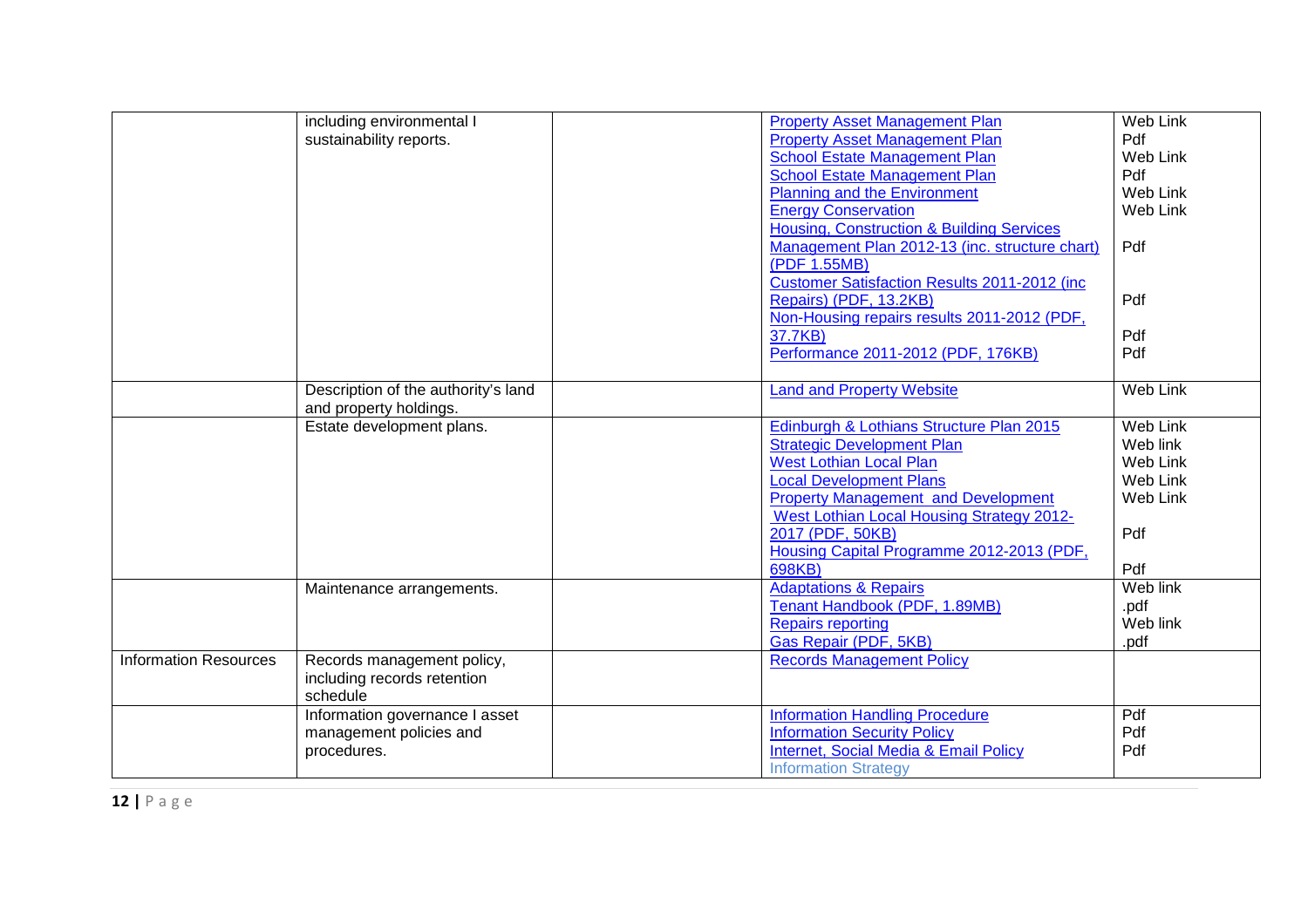| | | | | |
|---|---|---|---|---|
| | including environmental I sustainability reports. | | Property Asset Management Plan<br>Property Asset Management Plan<br>School Estate Management Plan<br>School Estate Management Plan<br>Planning and the Environment<br>Energy Conservation<br>Housing, Construction & Building Services Management Plan 2012-13 (inc. structure chart) (PDF 1.55MB)<br>Customer Satisfaction Results 2011-2012 (inc Repairs) (PDF, 13.2KB)<br>Non-Housing repairs results 2011-2012 (PDF, 37.7KB)<br>Performance 2011-2012 (PDF, 176KB) | Web Link<br>Pdf<br>Web Link<br>Pdf<br>Web Link<br>Web Link<br>Pdf<br>Pdf<br>Pdf<br>Pdf |
| | Description of the authority's land and property holdings. | | Land and Property Website | Web Link |
| | Estate development plans. | | Edinburgh & Lothians Structure Plan 2015<br>Strategic Development Plan<br>West Lothian Local Plan<br>Local Development Plans<br>Property Management and Development<br>West Lothian Local Housing Strategy 2012-2017 (PDF, 50KB)<br>Housing Capital Programme 2012-2013 (PDF, 698KB) | Web Link<br>Web link<br>Web Link<br>Web Link<br>Web Link<br>Pdf<br>Pdf |
| | Maintenance arrangements. | | Adaptations & Repairs<br>Tenant Handbook (PDF, 1.89MB)<br>Repairs reporting<br>Gas Repair (PDF, 5KB) | Web link<br>.pdf<br>Web link<br>.pdf |
| Information Resources | Records management policy, including records retention schedule | | Records Management Policy | |
| | Information governance I asset management policies and procedures. | | Information Handling Procedure<br>Information Security Policy<br>Internet, Social Media & Email Policy<br>Information Strategy | Pdf<br>Pdf<br>Pdf |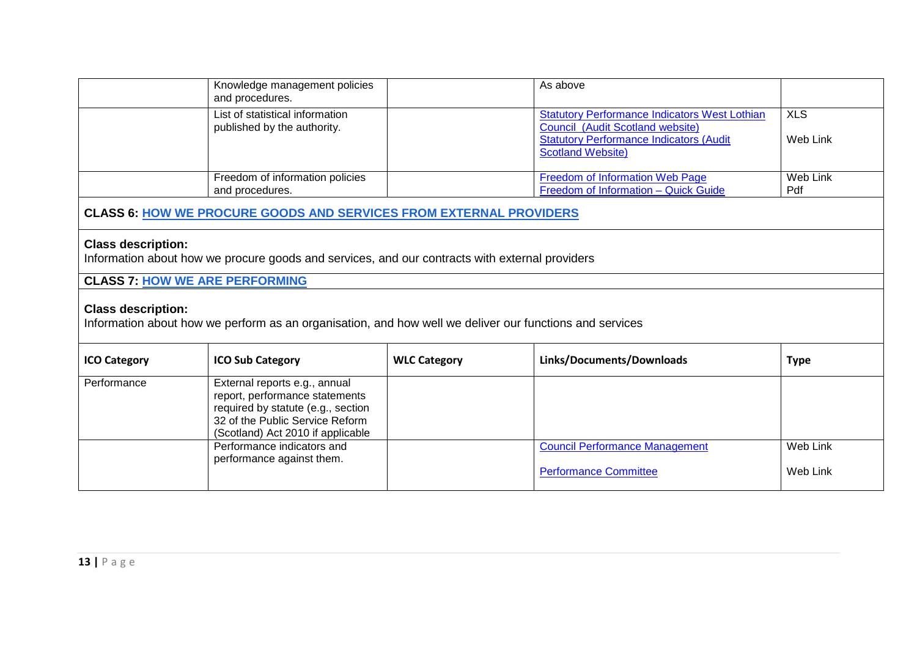| | | | | |
|---|---|---|---|---|
| | Knowledge management policies and procedures. | | As above | |
| | List of statistical information published by the authority. | | Statutory Performance Indicators West Lothian Council (Audit Scotland website)<br>Statutory Performance Indicators (Audit Scotland Website) | XLS<br>Web Link |
| | Freedom of information policies and procedures. | | Freedom of Information Web Page<br>Freedom of Information – Quick Guide | Web Link<br>Pdf |

**CLASS 6: HOW WE PROCURE GOODS AND SERVICES FROM EXTERNAL PROVIDERS**

**Class description:**
Information about how we procure goods and services, and our contracts with external providers

**CLASS 7: HOW WE ARE PERFORMING**

**Class description:**
Information about how we perform as an organisation, and how well we deliver our functions and services

| ICO Category | ICO Sub Category | WLC Category | Links/Documents/Downloads | Type |
|---|---|---|---|---|
| Performance | External reports e.g., annual report, performance statements required by statute (e.g., section 32 of the Public Service Reform (Scotland) Act 2010 if applicable | | | |
| | Performance indicators and performance against them. | | Council Performance Management<br>Performance Committee | Web Link<br>Web Link |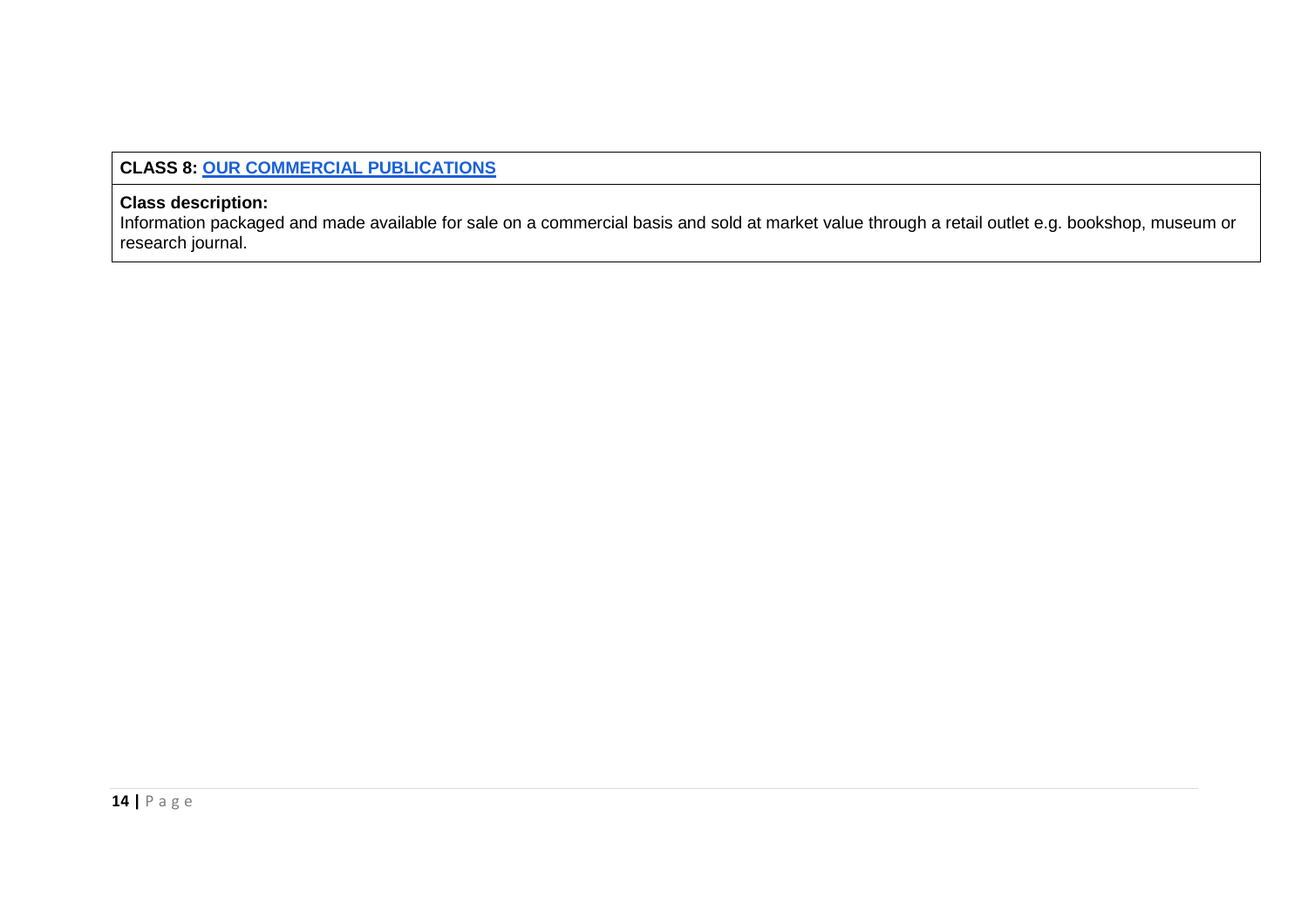| |
|---|
| **CLASS 8: OUR COMMERCIAL PUBLICATIONS** |
| **Class description:**<br>Information packaged and made available for sale on a commercial basis and sold at market value through a retail outlet e.g. bookshop, museum or research journal. |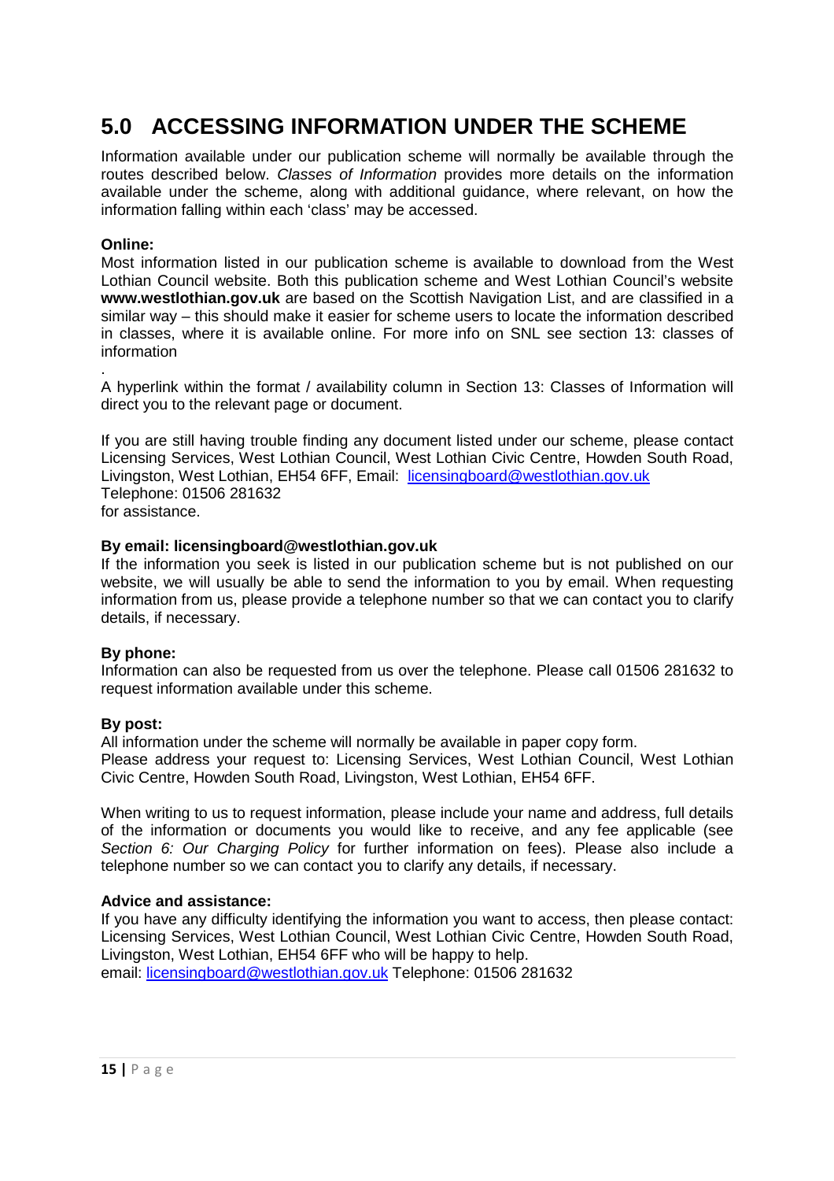# 5.0 ACCESSING INFORMATION UNDER THE SCHEME

Information available under our publication scheme will normally be available through the routes described below. *Classes of Information* provides more details on the information available under the scheme, along with additional guidance, where relevant, on how the information falling within each 'class' may be accessed.

**Online:**
Most information listed in our publication scheme is available to download from the West Lothian Council website. Both this publication scheme and West Lothian Council's website **www.westlothian.gov.uk** are based on the Scottish Navigation List, and are classified in a similar way – this should make it easier for scheme users to locate the information described in classes, where it is available online. For more info on SNL see section 13: classes of information

.
A hyperlink within the format / availability column in Section 13: Classes of Information will direct you to the relevant page or document.

If you are still having trouble finding any document listed under our scheme, please contact Licensing Services, West Lothian Council, West Lothian Civic Centre, Howden South Road, Livingston, West Lothian, EH54 6FF, Email: licensingboard@westlothian.gov.uk
Telephone: 01506 281632
for assistance.

**By email: licensingboard@westlothian.gov.uk**
If the information you seek is listed in our publication scheme but is not published on our website, we will usually be able to send the information to you by email. When requesting information from us, please provide a telephone number so that we can contact you to clarify details, if necessary.

**By phone:**
Information can also be requested from us over the telephone. Please call 01506 281632 to request information available under this scheme.

**By post:**
All information under the scheme will normally be available in paper copy form.
Please address your request to: Licensing Services, West Lothian Council, West Lothian Civic Centre, Howden South Road, Livingston, West Lothian, EH54 6FF.

When writing to us to request information, please include your name and address, full details of the information or documents you would like to receive, and any fee applicable (see *Section 6: Our Charging Policy* for further information on fees). Please also include a telephone number so we can contact you to clarify any details, if necessary.

**Advice and assistance:**
If you have any difficulty identifying the information you want to access, then please contact: Licensing Services, West Lothian Council, West Lothian Civic Centre, Howden South Road, Livingston, West Lothian, EH54 6FF who will be happy to help.
email: licensingboard@westlothian.gov.uk Telephone: 01506 281632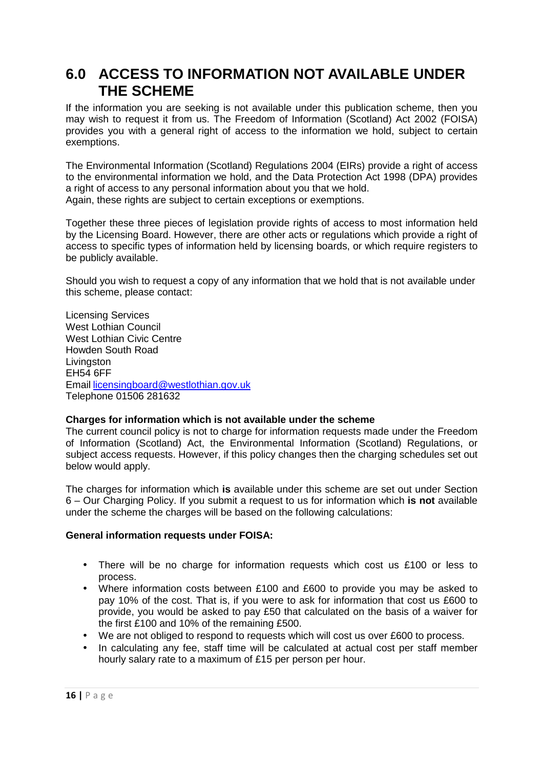## 6.0 ACCESS TO INFORMATION NOT AVAILABLE UNDER THE SCHEME

If the information you are seeking is not available under this publication scheme, then you may wish to request it from us. The Freedom of Information (Scotland) Act 2002 (FOISA) provides you with a general right of access to the information we hold, subject to certain exemptions.

The Environmental Information (Scotland) Regulations 2004 (EIRs) provide a right of access to the environmental information we hold, and the Data Protection Act 1998 (DPA) provides a right of access to any personal information about you that we hold.
Again, these rights are subject to certain exceptions or exemptions.

Together these three pieces of legislation provide rights of access to most information held by the Licensing Board. However, there are other acts or regulations which provide a right of access to specific types of information held by licensing boards, or which require registers to be publicly available.

Should you wish to request a copy of any information that we hold that is not available under this scheme, please contact:

Licensing Services
West Lothian Council
West Lothian Civic Centre
Howden South Road
Livingston
EH54 6FF
Email licensingboard@westlothian.gov.uk
Telephone 01506 281632

**Charges for information which is not available under the scheme**
The current council policy is not to charge for information requests made under the Freedom of Information (Scotland) Act, the Environmental Information (Scotland) Regulations, or subject access requests. However, if this policy changes then the charging schedules set out below would apply.

The charges for information which **is** available under this scheme are set out under Section 6 – Our Charging Policy. If you submit a request to us for information which **is not** available under the scheme the charges will be based on the following calculations:

**General information requests under FOISA:**

- There will be no charge for information requests which cost us £100 or less to process.
- Where information costs between £100 and £600 to provide you may be asked to pay 10% of the cost. That is, if you were to ask for information that cost us £600 to provide, you would be asked to pay £50 that calculated on the basis of a waiver for the first £100 and 10% of the remaining £500.
- We are not obliged to respond to requests which will cost us over £600 to process.
- In calculating any fee, staff time will be calculated at actual cost per staff member hourly salary rate to a maximum of £15 per person per hour.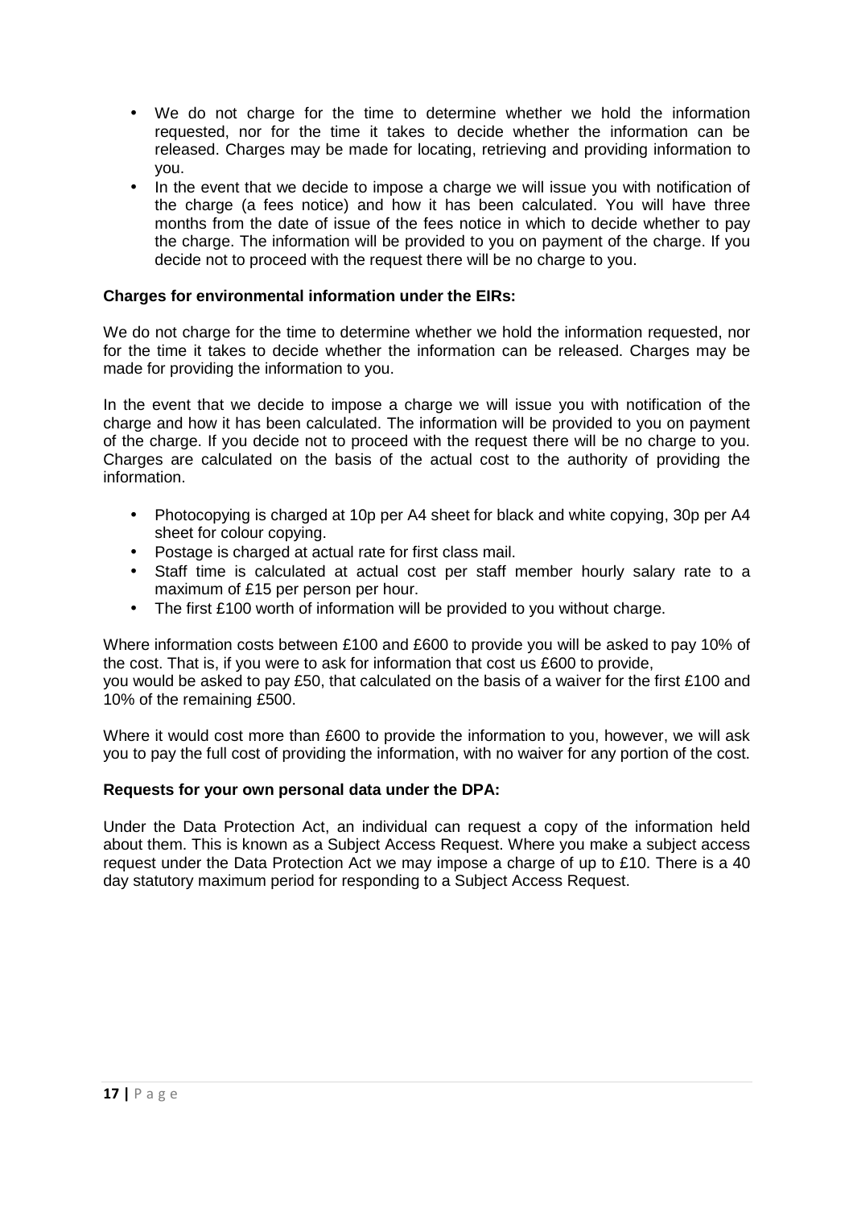- We do not charge for the time to determine whether we hold the information requested, nor for the time it takes to decide whether the information can be released. Charges may be made for locating, retrieving and providing information to you.
- In the event that we decide to impose a charge we will issue you with notification of the charge (a fees notice) and how it has been calculated. You will have three months from the date of issue of the fees notice in which to decide whether to pay the charge. The information will be provided to you on payment of the charge. If you decide not to proceed with the request there will be no charge to you.

**Charges for environmental information under the EIRs:**

We do not charge for the time to determine whether we hold the information requested, nor for the time it takes to decide whether the information can be released. Charges may be made for providing the information to you.

In the event that we decide to impose a charge we will issue you with notification of the charge and how it has been calculated. The information will be provided to you on payment of the charge. If you decide not to proceed with the request there will be no charge to you. Charges are calculated on the basis of the actual cost to the authority of providing the information.

- Photocopying is charged at 10p per A4 sheet for black and white copying, 30p per A4 sheet for colour copying.
- Postage is charged at actual rate for first class mail.
- Staff time is calculated at actual cost per staff member hourly salary rate to a maximum of £15 per person per hour.
- The first £100 worth of information will be provided to you without charge.

Where information costs between £100 and £600 to provide you will be asked to pay 10% of the cost. That is, if you were to ask for information that cost us £600 to provide,
you would be asked to pay £50, that calculated on the basis of a waiver for the first £100 and 10% of the remaining £500.

Where it would cost more than £600 to provide the information to you, however, we will ask you to pay the full cost of providing the information, with no waiver for any portion of the cost.

**Requests for your own personal data under the DPA:**

Under the Data Protection Act, an individual can request a copy of the information held about them. This is known as a Subject Access Request. Where you make a subject access request under the Data Protection Act we may impose a charge of up to £10. There is a 40 day statutory maximum period for responding to a Subject Access Request.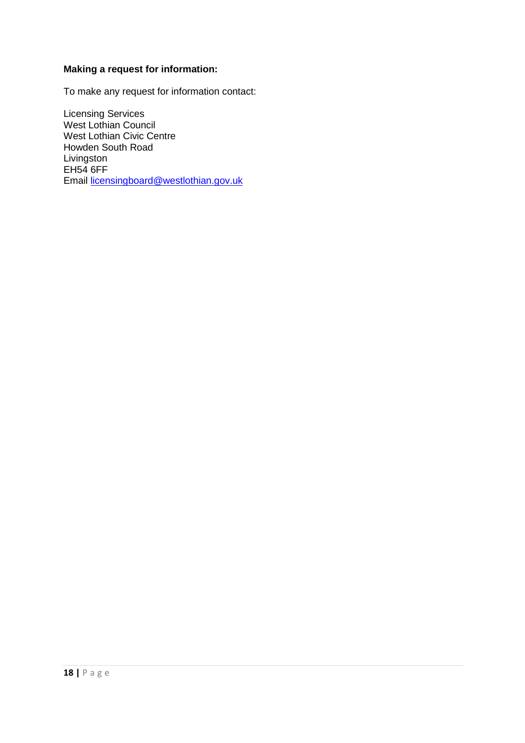**Making a request for information:**

To make any request for information contact:

Licensing Services  
West Lothian Council  
West Lothian Civic Centre  
Howden South Road  
Livingston  
EH54 6FF  
Email licensingboard@westlothian.gov.uk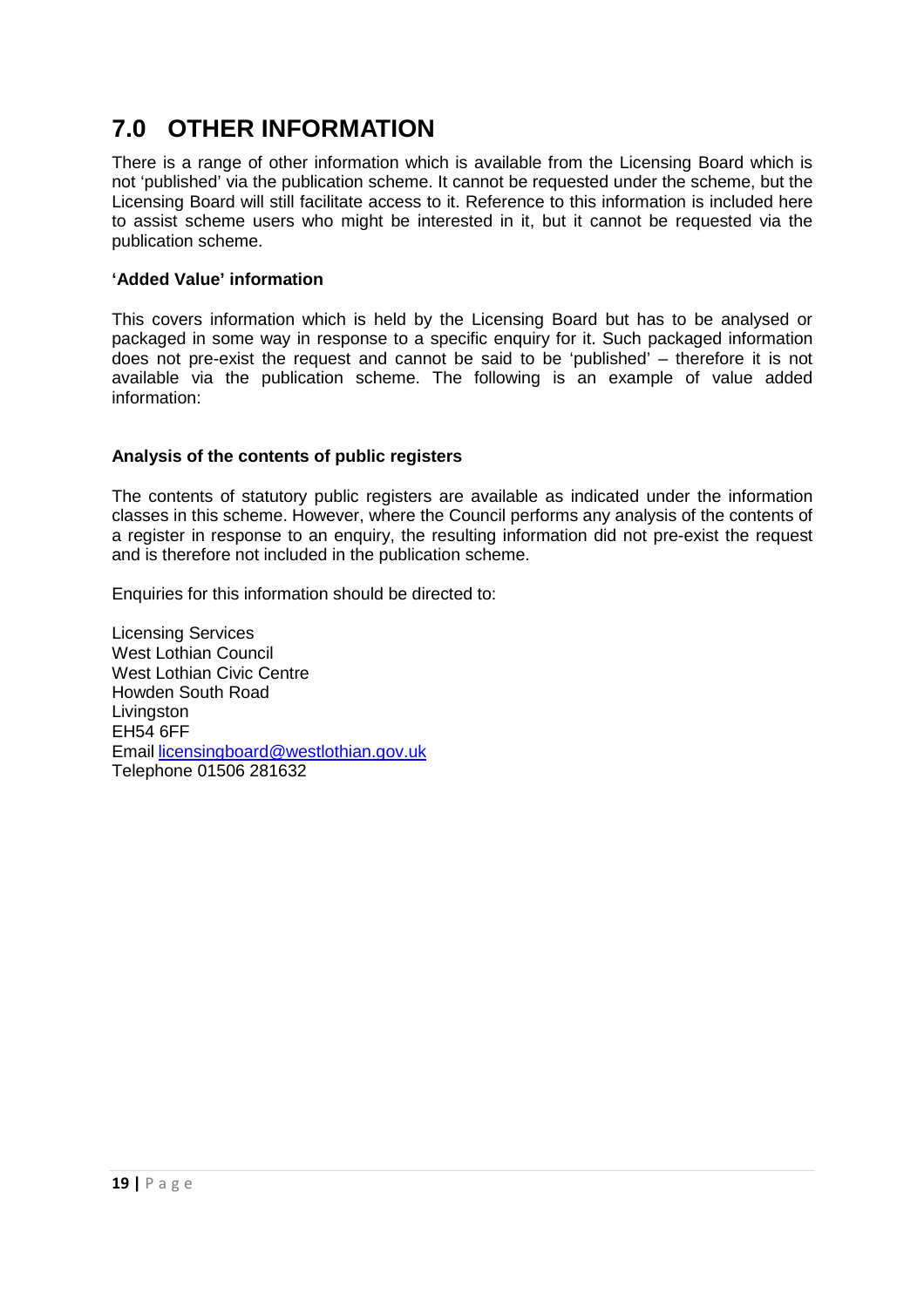# 7.0 OTHER INFORMATION

There is a range of other information which is available from the Licensing Board which is not 'published' via the publication scheme. It cannot be requested under the scheme, but the Licensing Board will still facilitate access to it. Reference to this information is included here to assist scheme users who might be interested in it, but it cannot be requested via the publication scheme.

**'Added Value' information**

This covers information which is held by the Licensing Board but has to be analysed or packaged in some way in response to a specific enquiry for it. Such packaged information does not pre-exist the request and cannot be said to be 'published' – therefore it is not available via the publication scheme. The following is an example of value added information:

**Analysis of the contents of public registers**

The contents of statutory public registers are available as indicated under the information classes in this scheme. However, where the Council performs any analysis of the contents of a register in response to an enquiry, the resulting information did not pre-exist the request and is therefore not included in the publication scheme.

Enquiries for this information should be directed to:

Licensing Services
West Lothian Council
West Lothian Civic Centre
Howden South Road
Livingston
EH54 6FF
Email licensingboard@westlothian.gov.uk
Telephone 01506 281632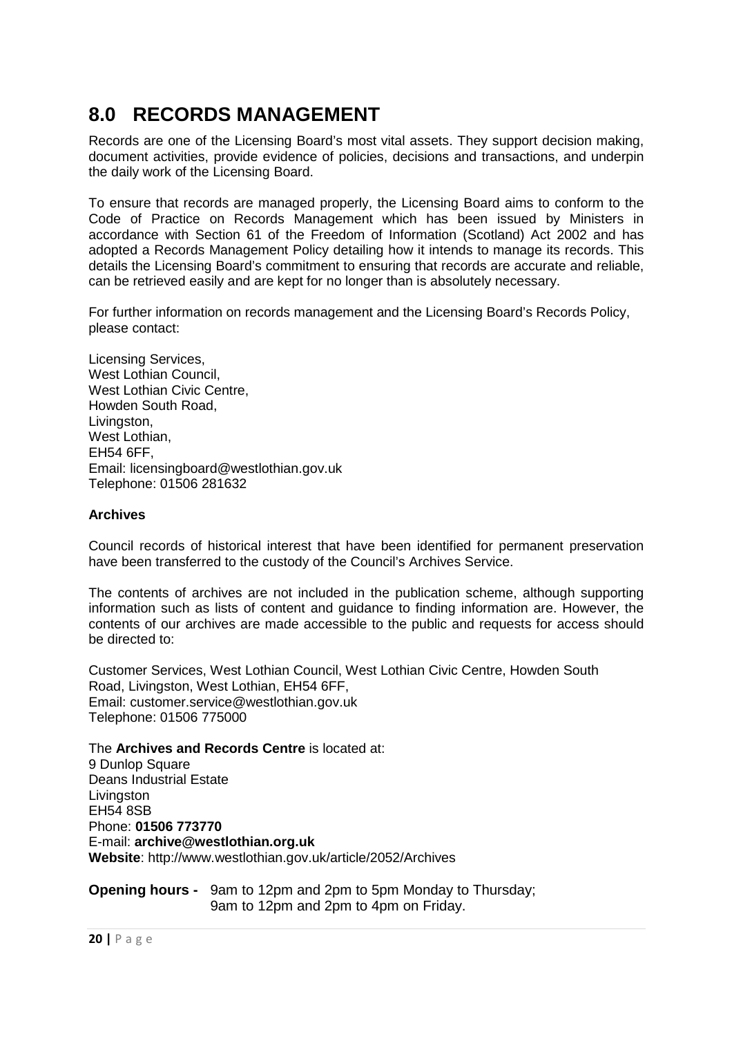# 8.0 RECORDS MANAGEMENT

Records are one of the Licensing Board's most vital assets. They support decision making, document activities, provide evidence of policies, decisions and transactions, and underpin the daily work of the Licensing Board.

To ensure that records are managed properly, the Licensing Board aims to conform to the Code of Practice on Records Management which has been issued by Ministers in accordance with Section 61 of the Freedom of Information (Scotland) Act 2002 and has adopted a Records Management Policy detailing how it intends to manage its records. This details the Licensing Board's commitment to ensuring that records are accurate and reliable, can be retrieved easily and are kept for no longer than is absolutely necessary.

For further information on records management and the Licensing Board's Records Policy, please contact:

Licensing Services,
West Lothian Council,
West Lothian Civic Centre,
Howden South Road,
Livingston,
West Lothian,
EH54 6FF,
Email: licensingboard@westlothian.gov.uk
Telephone: 01506 281632

**Archives**

Council records of historical interest that have been identified for permanent preservation have been transferred to the custody of the Council's Archives Service.

The contents of archives are not included in the publication scheme, although supporting information such as lists of content and guidance to finding information are. However, the contents of our archives are made accessible to the public and requests for access should be directed to:

Customer Services, West Lothian Council, West Lothian Civic Centre, Howden South Road, Livingston, West Lothian, EH54 6FF,
Email: customer.service@westlothian.gov.uk
Telephone: 01506 775000

The **Archives and Records Centre** is located at:
9 Dunlop Square
Deans Industrial Estate
Livingston
EH54 8SB
Phone: **01506 773770**
E-mail: **archive@westlothian.org.uk**
**Website**: http://www.westlothian.gov.uk/article/2052/Archives

**Opening hours -** 9am to 12pm and 2pm to 5pm Monday to Thursday;
9am to 12pm and 2pm to 4pm on Friday.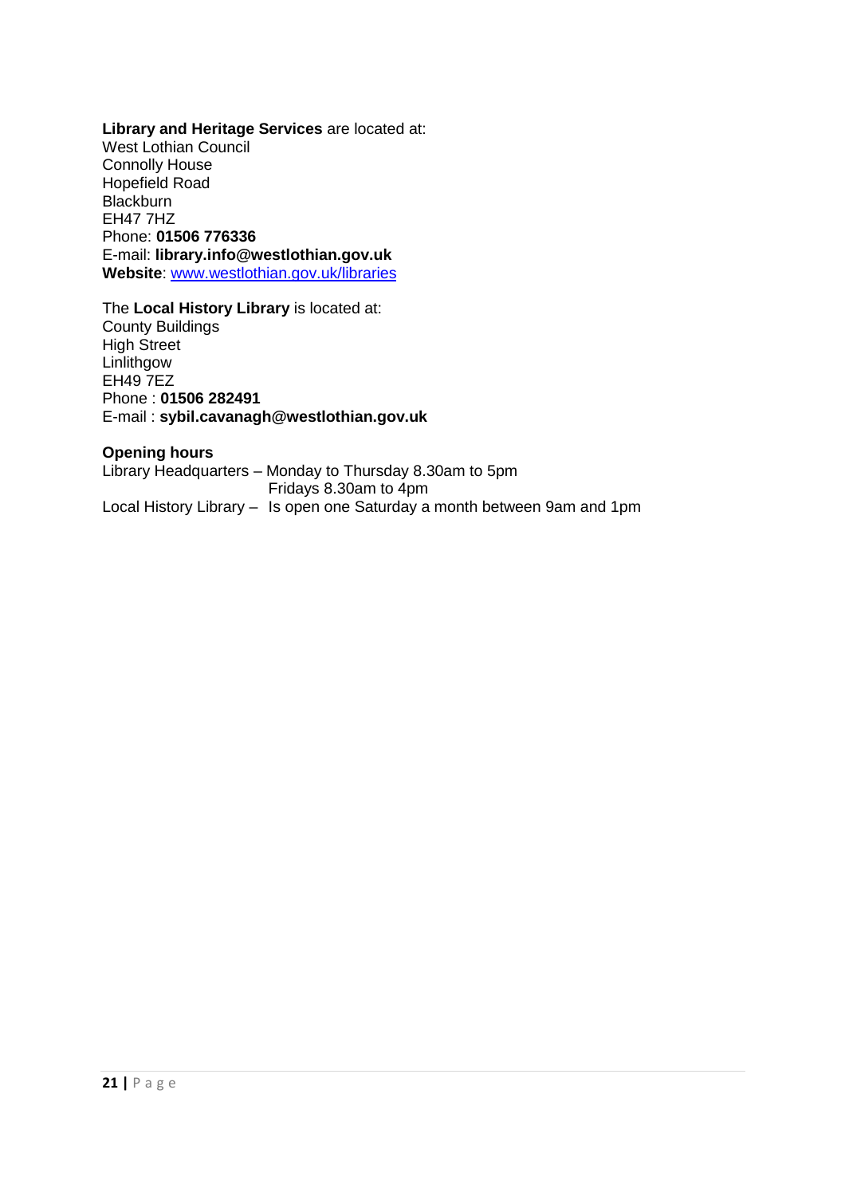**Library and Heritage Services** are located at:
West Lothian Council
Connolly House
Hopefield Road
Blackburn
EH47 7HZ
Phone: **01506 776336**
E-mail: **library.info@westlothian.gov.uk**
**Website**: [www.westlothian.gov.uk/libraries](http://www.westlothian.gov.uk/libraries)

The **Local History Library** is located at:
County Buildings
High Street
Linlithgow
EH49 7EZ
Phone : **01506 282491**
E-mail : **sybil.cavanagh@westlothian.gov.uk**

**Opening hours**
Library Headquarters – Monday to Thursday 8.30am to 5pm
Fridays 8.30am to 4pm
Local History Library – Is open one Saturday a month between 9am and 1pm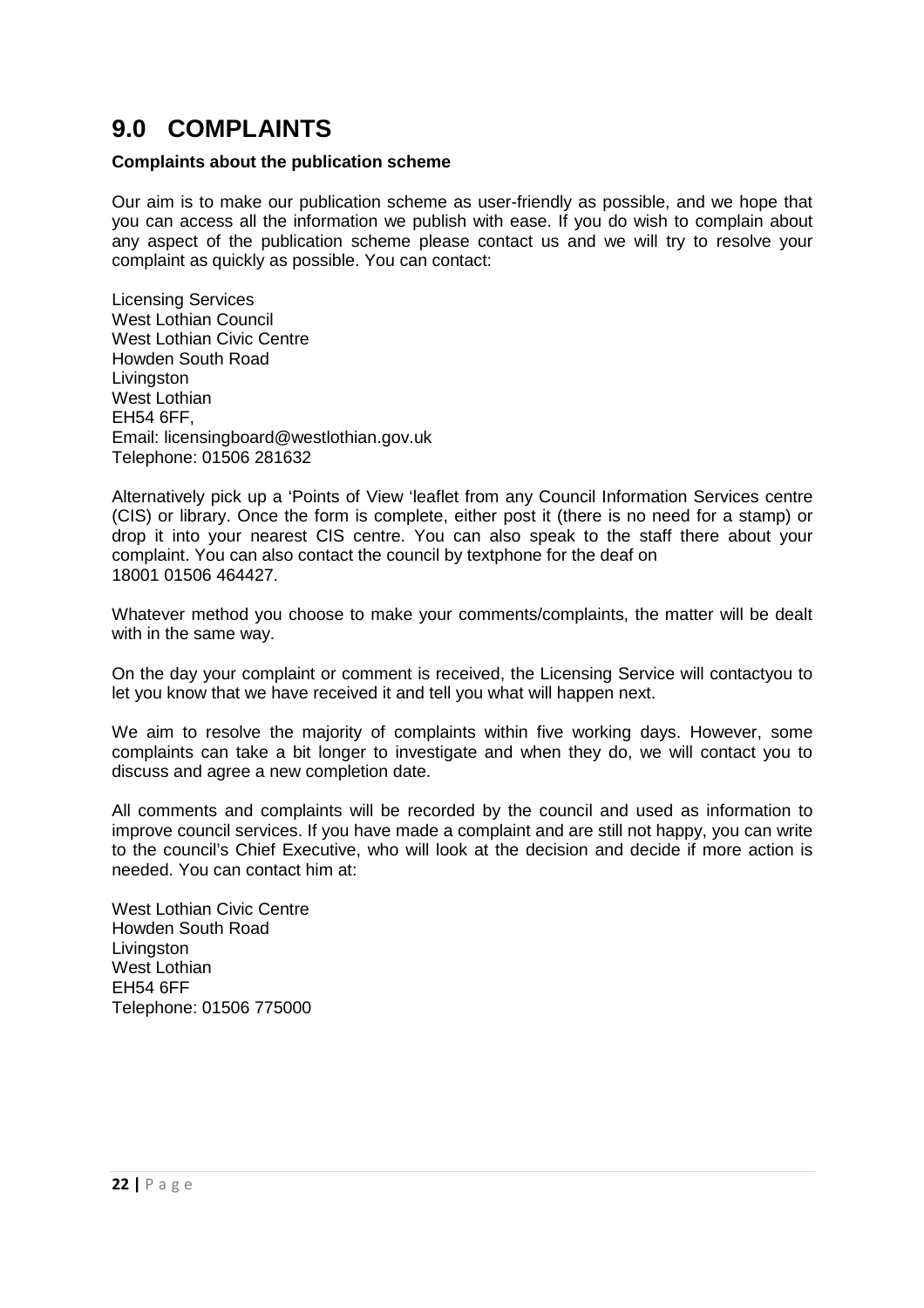# 9.0 COMPLAINTS

**Complaints about the publication scheme**

Our aim is to make our publication scheme as user-friendly as possible, and we hope that you can access all the information we publish with ease. If you do wish to complain about any aspect of the publication scheme please contact us and we will try to resolve your complaint as quickly as possible. You can contact:

Licensing Services
West Lothian Council
West Lothian Civic Centre
Howden South Road
Livingston
West Lothian
EH54 6FF,
Email: licensingboard@westlothian.gov.uk
Telephone: 01506 281632

Alternatively pick up a 'Points of View 'leaflet from any Council Information Services centre (CIS) or library. Once the form is complete, either post it (there is no need for a stamp) or drop it into your nearest CIS centre. You can also speak to the staff there about your complaint. You can also contact the council by textphone for the deaf on
18001 01506 464427.

Whatever method you choose to make your comments/complaints, the matter will be dealt with in the same way.

On the day your complaint or comment is received, the Licensing Service will contactyou to let you know that we have received it and tell you what will happen next.

We aim to resolve the majority of complaints within five working days. However, some complaints can take a bit longer to investigate and when they do, we will contact you to discuss and agree a new completion date.

All comments and complaints will be recorded by the council and used as information to improve council services. If you have made a complaint and are still not happy, you can write to the council's Chief Executive, who will look at the decision and decide if more action is needed. You can contact him at:

West Lothian Civic Centre
Howden South Road
Livingston
West Lothian
EH54 6FF
Telephone: 01506 775000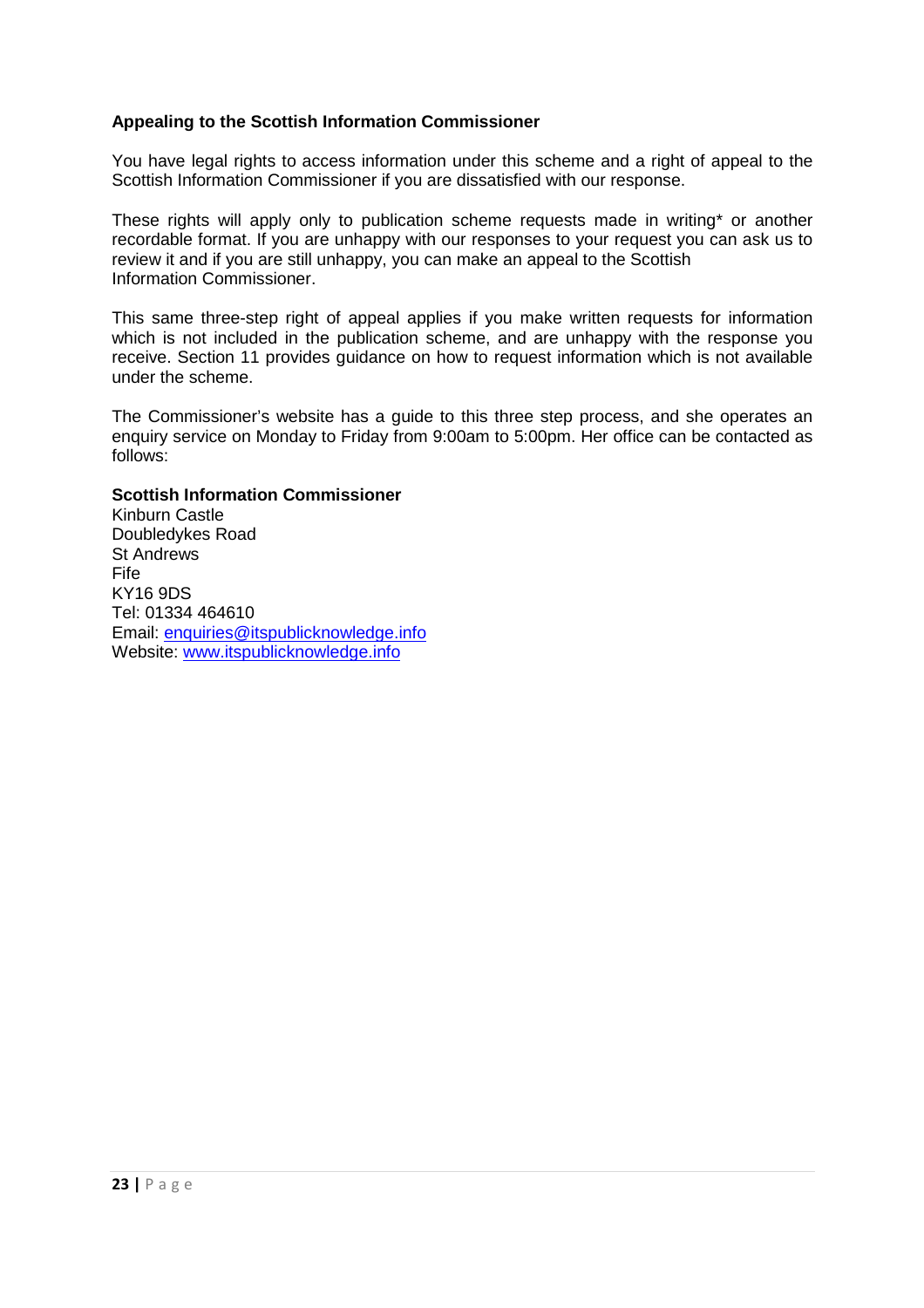**Appealing to the Scottish Information Commissioner**

You have legal rights to access information under this scheme and a right of appeal to the Scottish Information Commissioner if you are dissatisfied with our response.

These rights will apply only to publication scheme requests made in writing* or another recordable format. If you are unhappy with our responses to your request you can ask us to review it and if you are still unhappy, you can make an appeal to the Scottish Information Commissioner.

This same three-step right of appeal applies if you make written requests for information which is not included in the publication scheme, and are unhappy with the response you receive. Section 11 provides guidance on how to request information which is not available under the scheme.

The Commissioner's website has a guide to this three step process, and she operates an enquiry service on Monday to Friday from 9:00am to 5:00pm. Her office can be contacted as follows:

**Scottish Information Commissioner**
Kinburn Castle
Doubledykes Road
St Andrews
Fife
KY16 9DS
Tel: 01334 464610
Email: enquiries@itspublicknowledge.info
Website: www.itspublicknowledge.info